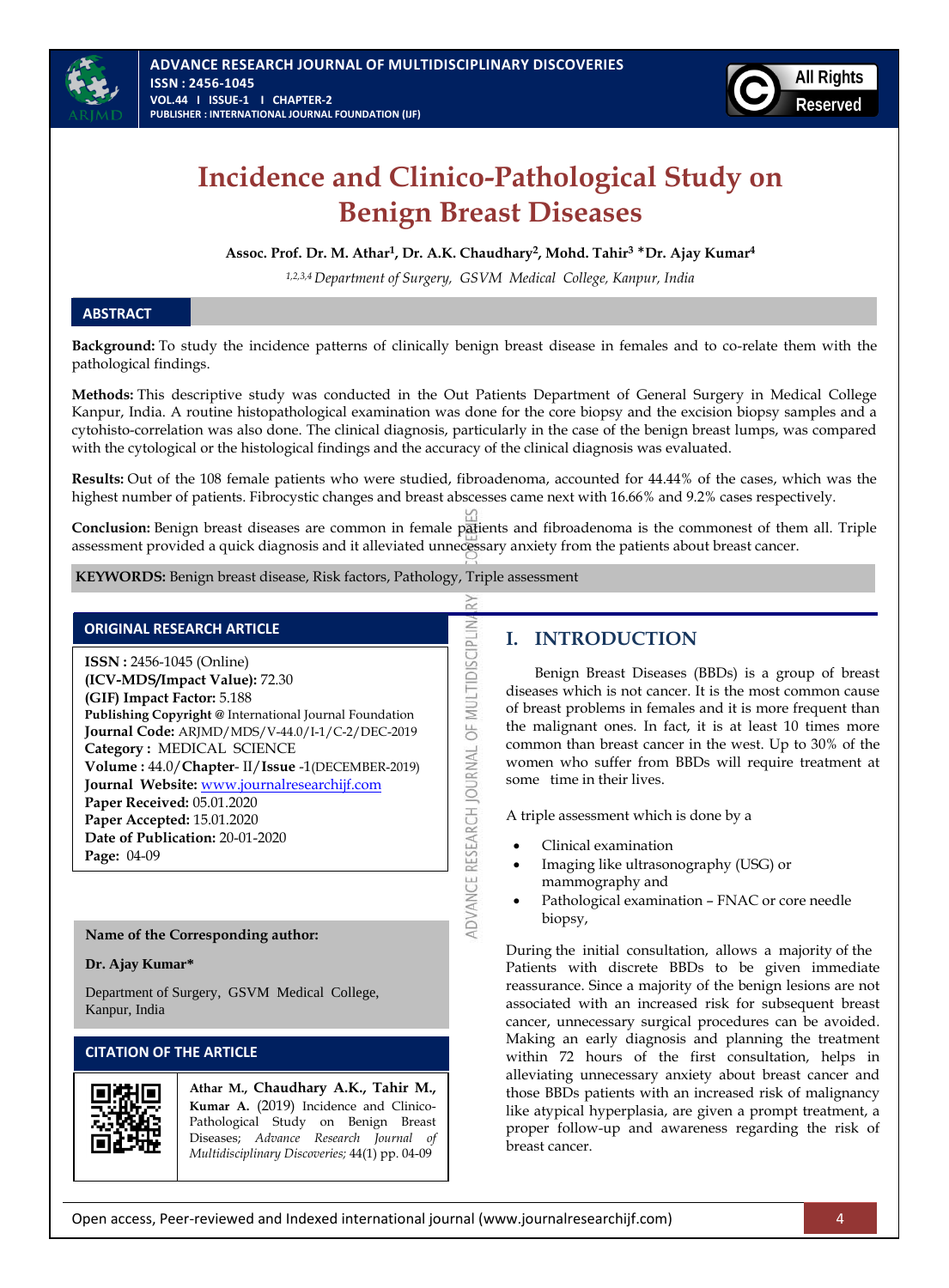# Incidence and Clinico-Pathological Study on Benign Breast Diseases

**Assoc. Prof. Dr. M. Athar[1], Dr. A.K. Chaudhary[2], Mohd. Tahir[3] *Dr. Ajay Kumar[4]**

*[1,2,3,4] Department of Surgery, GSVM Medical College, Kanpur, India*

## ABSTRACT

**Background:** To study the incidence patterns of clinically benign breast disease in females and to co-relate them with the pathological findings.

**Methods:** This descriptive study was conducted in the Out Patients Department of General Surgery in Medical College Kanpur, India. A routine histopathological examination was done for the core biopsy and the excision biopsy samples and a cytohisto-correlation was also done. The clinical diagnosis, particularly in the case of the benign breast lumps, was compared with the cytological or the histological findings and the accuracy of the clinical diagnosis was evaluated.

**Results:** Out of the 108 female patients who were studied, fibroadenoma, accounted for 44.44% of the cases, which was the highest number of patients. Fibrocystic changes and breast abscesses came next with 16.66% and 9.2% cases respectively.

**Conclusion:** Benign breast diseases are common in female patients and fibroadenoma is the commonest of them all. Triple assessment provided a quick diagnosis and it alleviated unnecessary anxiety from the patients about breast cancer.

**KEYWORDS:** Benign breast disease, Risk factors, Pathology, Triple assessment

## ORIGINAL RESEARCH ARTICLE

**ISSN :** 2456-1045 (Online)
**(ICV-MDS/Impact Value):** 72.30
**(GIF) Impact Factor:** 5.188
**Publishing Copyright @** International Journal Foundation
**Journal Code:** ARJMD/MDS/V-44.0/I-1/C-2/DEC-2019
**Category :** MEDICAL SCIENCE
**Volume :** 44.0/**Chapter**- II/**Issue** -1(DECEMBER-2019)
**Journal Website:** www.journalresearchijf.com
**Paper Received:** 05.01.2020
**Paper Accepted:** 15.01.2020
**Date of Publication:** 20-01-2020
**Page:** 04-09

**Name of the Corresponding author:**

**Dr. Ajay Kumar***

Department of Surgery, GSVM Medical College, Kanpur, India

## CITATION OF THE ARTICLE

**Athar M., Chaudhary A.K., Tahir M., Kumar A.** (2019) Incidence and Clinico-Pathological Study on Benign Breast Diseases; *Advance Research Journal of Multidisciplinary Discoveries;* 44(1) pp. 04-09

## I. INTRODUCTION

Benign Breast Diseases (BBDs) is a group of breast diseases which is not cancer. It is the most common cause of breast problems in females and it is more frequent than the malignant ones. In fact, it is at least 10 times more common than breast cancer in the west. Up to 30% of the women who suffer from BBDs will require treatment at some time in their lives.

A triple assessment which is done by a

- Clinical examination
- Imaging like ultrasonography (USG) or mammography and
- Pathological examination – FNAC or core needle biopsy,

During the initial consultation, allows a majority of the Patients with discrete BBDs to be given immediate reassurance. Since a majority of the benign lesions are not associated with an increased risk for subsequent breast cancer, unnecessary surgical procedures can be avoided. Making an early diagnosis and planning the treatment within 72 hours of the first consultation, helps in alleviating unnecessary anxiety about breast cancer and those BBDs patients with an increased risk of malignancy like atypical hyperplasia, are given a prompt treatment, a proper follow-up and awareness regarding the risk of breast cancer.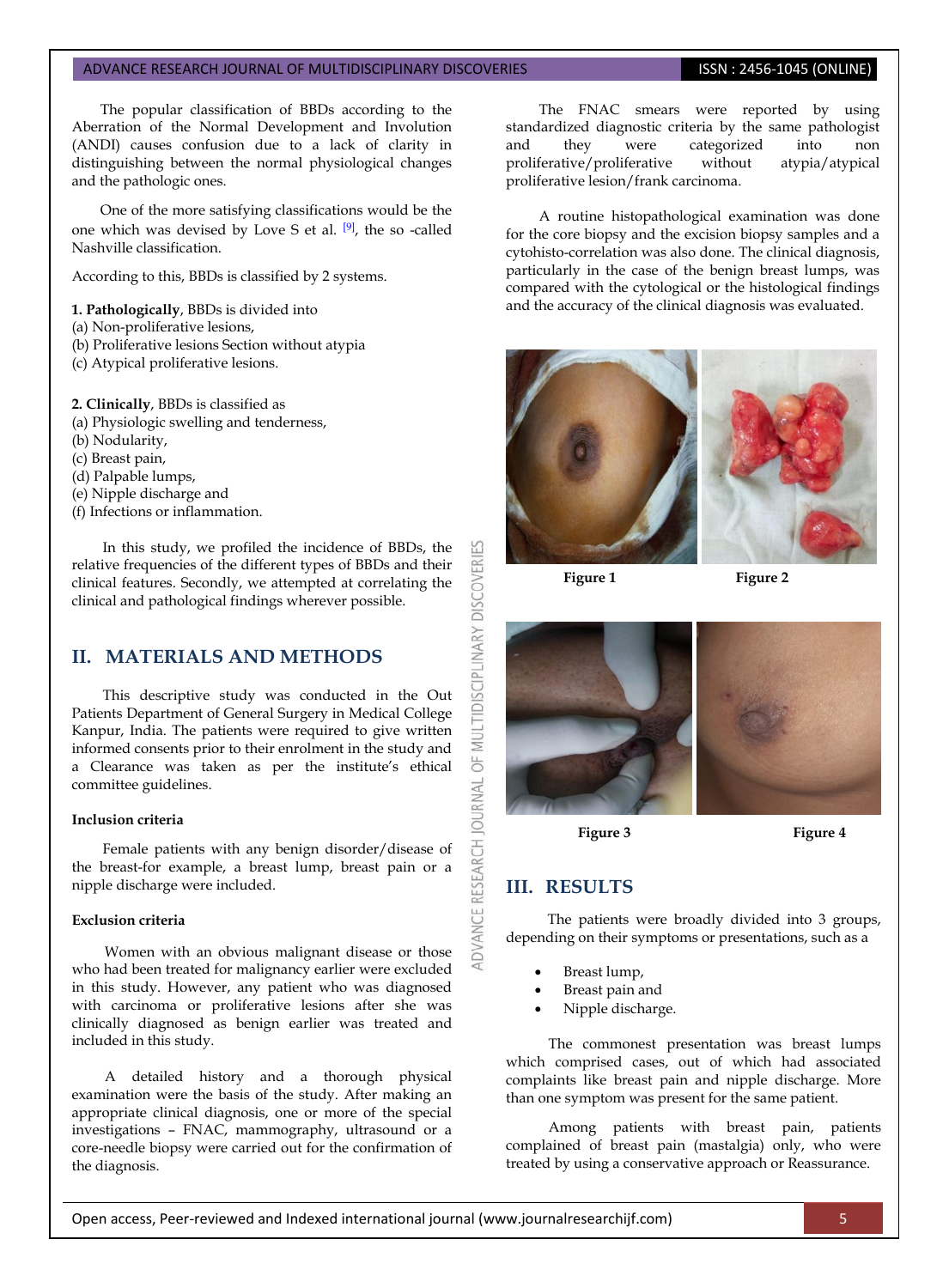The popular classification of BBDs according to the Aberration of the Normal Development and Involution (ANDI) causes confusion due to a lack of clarity in distinguishing between the normal physiological changes and the pathologic ones.

One of the more satisfying classifications would be the one which was devised by Love S et al. [9], the so -called Nashville classification.

According to this, BBDs is classified by 2 systems.

**1. Pathologically**, BBDs is divided into
(a) Non-proliferative lesions,
(b) Proliferative lesions Section without atypia
(c) Atypical proliferative lesions.

**2. Clinically**, BBDs is classified as
(a) Physiologic swelling and tenderness,
(b) Nodularity,
(c) Breast pain,
(d) Palpable lumps,
(e) Nipple discharge and
(f) Infections or inflammation.

In this study, we profiled the incidence of BBDs, the relative frequencies of the different types of BBDs and their clinical features. Secondly, we attempted at correlating the clinical and pathological findings wherever possible.

## II. MATERIALS AND METHODS

This descriptive study was conducted in the Out Patients Department of General Surgery in Medical College Kanpur, India. The patients were required to give written informed consents prior to their enrolment in the study and a Clearance was taken as per the institute's ethical committee guidelines.

### Inclusion criteria

Female patients with any benign disorder/disease of the breast-for example, a breast lump, breast pain or a nipple discharge were included.

### Exclusion criteria

Women with an obvious malignant disease or those who had been treated for malignancy earlier were excluded in this study. However, any patient who was diagnosed with carcinoma or proliferative lesions after she was clinically diagnosed as benign earlier was treated and included in this study.

A detailed history and a thorough physical examination were the basis of the study. After making an appropriate clinical diagnosis, one or more of the special investigations – FNAC, mammography, ultrasound or a core-needle biopsy were carried out for the confirmation of the diagnosis.

The FNAC smears were reported by using standardized diagnostic criteria by the same pathologist and they were categorized into non proliferative/proliferative without atypia/atypical proliferative lesion/frank carcinoma.

A routine histopathological examination was done for the core biopsy and the excision biopsy samples and a cytohisto-correlation was also done. The clinical diagnosis, particularly in the case of the benign breast lumps, was compared with the cytological or the histological findings and the accuracy of the clinical diagnosis was evaluated.

**Figure 1** **Figure 2**

**Figure 3** **Figure 4**

## III. RESULTS

The patients were broadly divided into 3 groups, depending on their symptoms or presentations, such as a

- Breast lump,
- Breast pain and
- Nipple discharge.

The commonest presentation was breast lumps which comprised cases, out of which had associated complaints like breast pain and nipple discharge. More than one symptom was present for the same patient.

Among patients with breast pain, patients complained of breast pain (mastalgia) only, who were treated by using a conservative approach or Reassurance.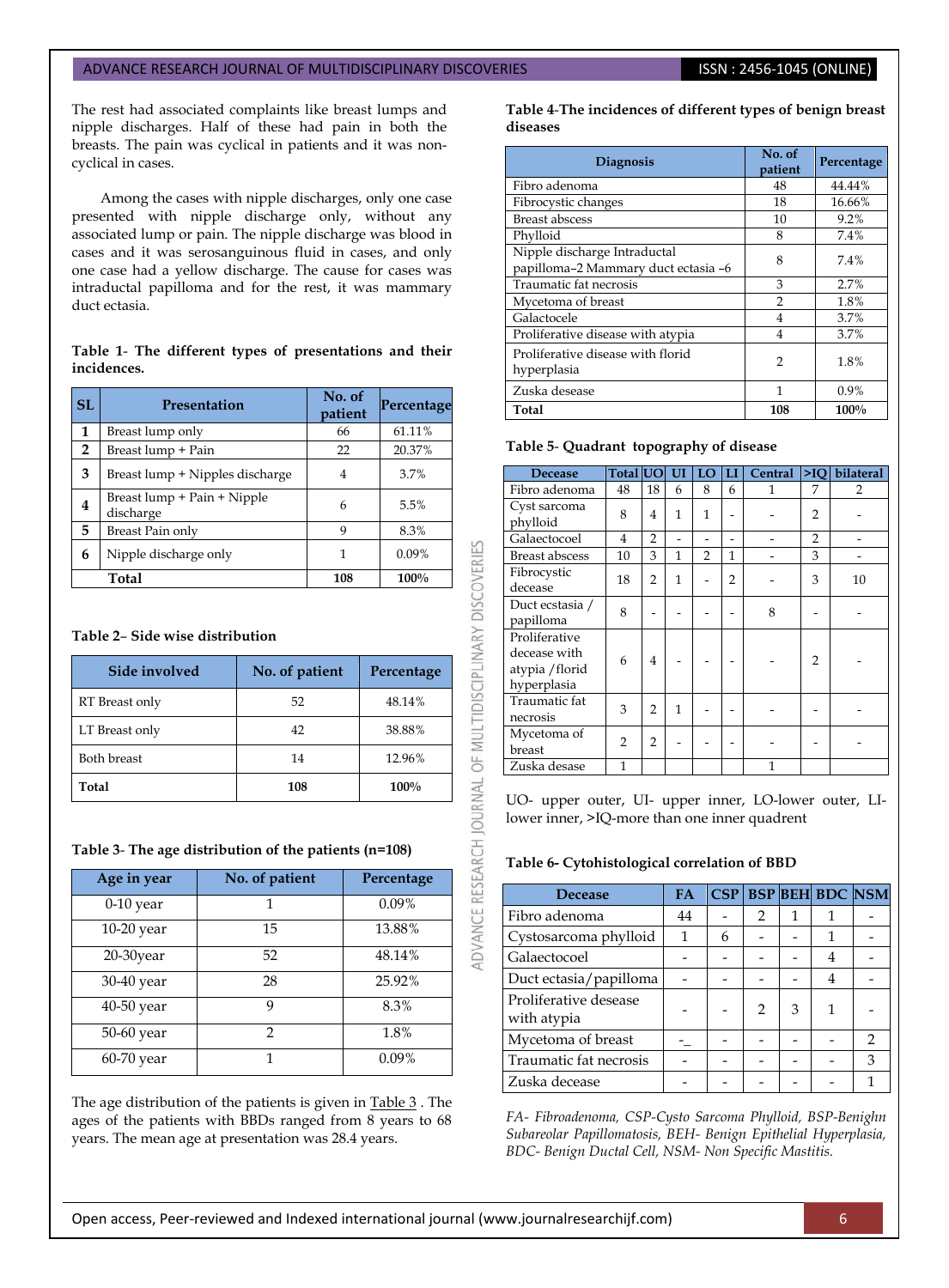The rest had associated complaints like breast lumps and nipple discharges. Half of these had pain in both the breasts. The pain was cyclical in patients and it was non-cyclical in cases.

Among the cases with nipple discharges, only one case presented with nipple discharge only, without any associated lump or pain. The nipple discharge was blood in cases and it was serosanguinous fluid in cases, and only one case had a yellow discharge. The cause for cases was intraductal papilloma and for the rest, it was mammary duct ectasia.

**Table 1- The different types of presentations and their incidences.**

| SL | Presentation | No. of patient | Percentage |
|---|---|---|---|
| 1 | Breast lump only | 66 | 61.11% |
| 2 | Breast lump + Pain | 22 | 20.37% |
| 3 | Breast lump + Nipples discharge | 4 | 3.7% |
| 4 | Breast lump + Pain + Nipple discharge | 6 | 5.5% |
| 5 | Breast Pain only | 9 | 8.3% |
| 6 | Nipple discharge only | 1 | 0.09% |
| | **Total** | **108** | **100%** |

**Table 2– Side wise distribution**

| Side involved | No. of patient | Percentage |
|---|---|---|
| RT Breast only | 52 | 48.14% |
| LT Breast only | 42 | 38.88% |
| Both breast | 14 | 12.96% |
| **Total** | **108** | **100%** |

**Table 3- The age distribution of the patients (n=108)**

| Age in year | No. of patient | Percentage |
|---|---|---|
| 0-10 year | 1 | 0.09% |
| 10-20 year | 15 | 13.88% |
| 20-30year | 52 | 48.14% |
| 30-40 year | 28 | 25.92% |
| 40-50 year | 9 | 8.3% |
| 50-60 year | 2 | 1.8% |
| 60-70 year | 1 | 0.09% |

The age distribution of the patients is given in Table 3 . The ages of the patients with BBDs ranged from 8 years to 68 years. The mean age at presentation was 28.4 years.

**Table 4-The incidences of different types of benign breast diseases**

| Diagnosis | No. of patient | Percentage |
|---|---|---|
| Fibro adenoma | 48 | 44.44% |
| Fibrocystic changes | 18 | 16.66% |
| Breast abscess | 10 | 9.2% |
| Phylloid | 8 | 7.4% |
| Nipple discharge Intraductal papilloma–2 Mammary duct ectasia –6 | 8 | 7.4% |
| Traumatic fat necrosis | 3 | 2.7% |
| Mycetoma of breast | 2 | 1.8% |
| Galactocele | 4 | 3.7% |
| Proliferative disease with atypia | 4 | 3.7% |
| Proliferative disease with florid hyperplasia | 2 | 1.8% |
| Zuska desease | 1 | 0.9% |
| **Total** | **108** | **100%** |

**Table 5- Quadrant topography of disease**

| Decease | Total | UO | UI | LO | LI | Central | >IQ | bilateral |
|---|---|---|---|---|---|---|---|---|
| Fibro adenoma | 48 | 18 | 6 | 8 | 6 | 1 | 7 | 2 |
| Cyst sarcoma phylloid | 8 | 4 | 1 | 1 | - | - | 2 | - |
| Galaectocoel | 4 | 2 | - | - | - | - | 2 | - |
| Breast abscess | 10 | 3 | 1 | 2 | 1 | - | 3 | - |
| Fibrocystic decease | 18 | 2 | 1 | - | 2 | - | 3 | 10 |
| Duct ecstasia / papilloma | 8 | - | - | - | - | 8 | - | - |
| Proliferative decease with atypia /florid hyperplasia | 6 | 4 | - | - | - | - | 2 | - |
| Traumatic fat necrosis | 3 | 2 | 1 | - | - | - | - | - |
| Mycetoma of breast | 2 | 2 | - | - | - | - | - | - |
| Zuska desase | 1 | | | | | 1 | | |

UO- upper outer, UI- upper inner, LO-lower outer, LI-lower inner, >IQ-more than one inner quadrant

**Table 6- Cytohistological correlation of BBD**

| Decease | FA | CSP | BSP | BEH | BDC | NSM |
|---|---|---|---|---|---|---|
| Fibro adenoma | 44 | - | 2 | 1 | 1 | - |
| Cystosarcoma phylloid | 1 | 6 | - | - | 1 | - |
| Galaectocoel | - | - | - | - | 4 | - |
| Duct ectasia/papilloma | - | - | - | - | 4 | - |
| Proliferative desease with atypia | - | - | 2 | 3 | 1 | - |
| Mycetoma of breast | -_ | - | - | - | - | 2 |
| Traumatic fat necrosis | - | - | - | - | - | 3 |
| Zuska decease | - | - | - | - | - | 1 |

*FA- Fibroadenoma, CSP-Cysto Sarcoma Phylloid, BSP-Benighn Subareolar Papillomatosis, BEH- Benign Epithelial Hyperplasia, BDC- Benign Ductal Cell, NSM- Non Specific Mastitis.*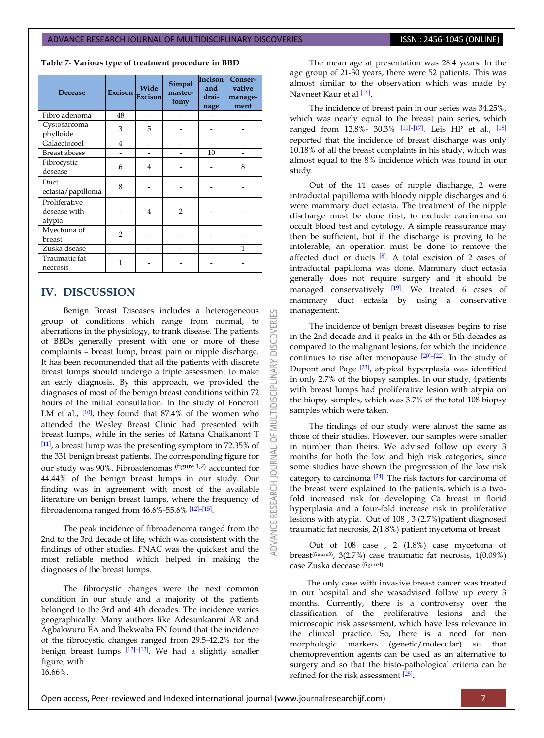**Table 7- Various type of treatment procedure in BBD**

| Decease | Excison | Wide Excison | Simpal mastec-tomy | Incison and drai-nage | Conser-vative manage-ment |
|---|---|---|---|---|---|
| Fibro adenoma | 48 | - | - | - | - |
| Cystosarcoma phylloide | 3 | 5 | - | - | - |
| Galaectocoel | 4 | - | - | - | - |
| Breast abcess | - | - | - | 10 | - |
| Fibrocystic desease | 6 | 4 | - | - | 8 |
| Duct ectasia/papilloma | 8 | - | - | - | - |
| Proliferative desease with atypia | - | 4 | 2 | - | - |
| Myectoma of breast | 2 | - | - | - | - |
| Zuska dsease | - | - | - | - | 1 |
| Traumatic fat necrosis | 1 | - | - | - | - |

## IV. DISCUSSION

Benign Breast Diseases includes a heterogeneous group of conditions which range from normal, to aberrations in the physiology, to frank disease. The patients of BBDs generally present with one or more of these complaints – breast lump, breast pain or nipple discharge. It has been recommended that all the patients with discrete breast lumps should undergo a triple assessment to make an early diagnosis. By this approach, we provided the diagnoses of most of the benign breast conditions within 72 hours of the initial consultation. In the study of Foncroft LM et al., [10], they found that 87.4% of the women who attended the Wesley Breast Clinic had presented with breast lumps, while in the series of Ratana Chaikanont T [11], a breast lump was the presenting symptom in 72.35% of the 331 benign breast patients. The corresponding figure for our study was 90%. Fibroadenomas (figure 1,2) accounted for 44.44% of the benign breast lumps in our study. Our finding was in agreement with most of the available literature on benign breast lumps, where the frequency of fibroadenoma ranged from 46.6%-55.6% [12]-[15].

The peak incidence of fibroadenoma ranged from the 2nd to the 3rd decade of life, which was consistent with the findings of other studies. FNAC was the quickest and the most reliable method which helped in making the diagnoses of the breast lumps.

The fibrocystic changes were the next common condition in our study and a majority of the patients belonged to the 3rd and 4th decades. The incidence varies geographically. Many authors like Adesunkanmi AR and Agbakwuru EA and Ihekwaba FN found that the incidence of the fibrocystic changes ranged from 29.5-42.2% for the benign breast lumps [12]-[13]. We had a slightly smaller figure, with 16.66%.

The mean age at presentation was 28.4 years. In the age group of 21-30 years, there were 52 patients. This was almost similar to the observation which was made by Navneet Kaur et al [16].

The incidence of breast pain in our series was 34.25%, which was nearly equal to the breast pain series, which ranged from 12.8%- 30.3% [11]-[17]. Leis HP et al., [18] reported that the incidence of breast discharge was only 10.18% of all the breast complaints in his study, which was almost equal to the 8% incidence which was found in our study.

Out of the 11 cases of nipple discharge, 2 were intraductal papilloma with bloody nipple discharges and 6 were mammary duct ectasia. The treatment of the nipple discharge must be done first, to exclude carcinoma on occult blood test and cytology. A simple reassurance may then be sufficient, but if the discharge is proving to be intolerable, an operation must be done to remove the affected duct or ducts [8]. A total excision of 2 cases of intraductal papilloma was done. Mammary duct ectasia generally does not require surgery and it should be managed conservatively [19]. We treated 6 cases of mammary duct ectasia by using a conservative management.

The incidence of benign breast diseases begins to rise in the 2nd decade and it peaks in the 4th or 5th decades as compared to the malignant lesions, for which the incidence continues to rise after menopause [20]-[22]. In the study of Dupont and Page [23], atypical hyperplasia was identified in only 2.7% of the biopsy samples. In our study, 4patients with breast lumps had proliferative lesion with atypia on the biopsy samples, which was 3.7% of the total 108 biopsy samples which were taken.

The findings of our study were almost the same as those of their studies. However, our samples were smaller in number than theirs. We advised follow up every 3 months for both the low and high risk categories, since some studies have shown the progression of the low risk category to carcinoma [24]. The risk factors for carcinoma of the breast were explained to the patients, which is a two-fold increased risk for developing Ca breast in florid hyperplasia and a four-fold increase risk in proliferative lesions with atypia. Out of 108 , 3 (2.7%)patient diagnosed traumatic fat necrosis, 2(1.8%) patient mycetoma of breast

Out of 108 case , 2 (1.8%) case mycetoma of breast(figure3), 3(2.7%) case traumatic fat necrosis, 1(0.09%) case Zuska decease (figure4).

The only case with invasive breast cancer was treated in our hospital and she wasadvised follow up every 3 months. Currently, there is a controversy over the classification of the proliferative lesions and the microscopic risk assessment, which have less relevance in the clinical practice. So, there is a need for non morphologic markers (genetic/molecular) so that chemoprevention agents can be used as an alternative to surgery and so that the histo-pathological criteria can be refined for the risk assessment [25].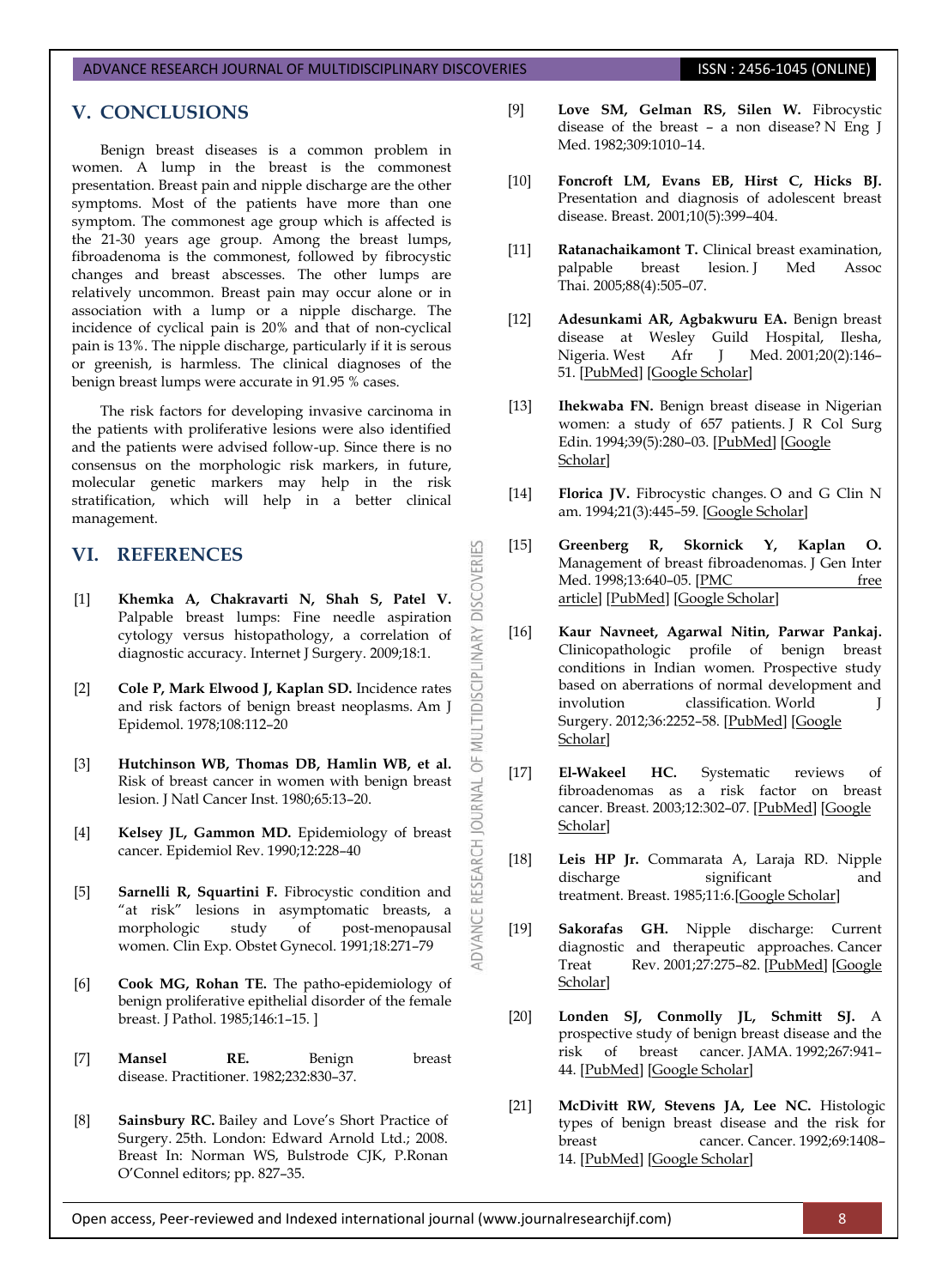## V. CONCLUSIONS

Benign breast diseases is a common problem in women. A lump in the breast is the commonest presentation. Breast pain and nipple discharge are the other symptoms. Most of the patients have more than one symptom. The commonest age group which is affected is the 21-30 years age group. Among the breast lumps, fibroadenoma is the commonest, followed by fibrocystic changes and breast abscesses. The other lumps are relatively uncommon. Breast pain may occur alone or in association with a lump or a nipple discharge. The incidence of cyclical pain is 20% and that of non-cyclical pain is 13%. The nipple discharge, particularly if it is serous or greenish, is harmless. The clinical diagnoses of the benign breast lumps were accurate in 91.95 % cases.

The risk factors for developing invasive carcinoma in the patients with proliferative lesions were also identified and the patients were advised follow-up. Since there is no consensus on the morphologic risk markers, in future, molecular genetic markers may help in the risk stratification, which will help in a better clinical management.

## VI. REFERENCES

[1] **Khemka A, Chakravarti N, Shah S, Patel V.** Palpable breast lumps: Fine needle aspiration cytology versus histopathology, a correlation of diagnostic accuracy. Internet J Surgery. 2009;18:1.

[2] **Cole P, Mark Elwood J, Kaplan SD.** Incidence rates and risk factors of benign breast neoplasms. Am J Epidemol. 1978;108:112–20

[3] **Hutchinson WB, Thomas DB, Hamlin WB, et al.** Risk of breast cancer in women with benign breast lesion. J Natl Cancer Inst. 1980;65:13–20.

[4] **Kelsey JL, Gammon MD.** Epidemiology of breast cancer. Epidemiol Rev. 1990;12:228–40

[5] **Sarnelli R, Squartini F.** Fibrocystic condition and "at risk" lesions in asymptomatic breasts, a morphologic study of post-menopausal women. Clin Exp. Obstet Gynecol. 1991;18:271–79

[6] **Cook MG, Rohan TE.** The patho-epidemiology of benign proliferative epithelial disorder of the female breast. J Pathol. 1985;146:1–15. ]

[7] **Mansel RE.** Benign breast disease. Practitioner. 1982;232:830–37.

[8] **Sainsbury RC.** Bailey and Love's Short Practice of Surgery. 25th. London: Edward Arnold Ltd.; 2008. Breast In: Norman WS, Bulstrode CJK, P.Ronan O'Connel editors; pp. 827–35.

[9] **Love SM, Gelman RS, Silen W.** Fibrocystic disease of the breast – a non disease? N Eng J Med. 1982;309:1010–14.

[10] **Foncroft LM, Evans EB, Hirst C, Hicks BJ.** Presentation and diagnosis of adolescent breast disease. Breast. 2001;10(5):399–404.

[11] **Ratanachaikamont T.** Clinical breast examination, palpable breast lesion. J Med Assoc Thai. 2005;88(4):505–07.

[12] **Adesunkami AR, Agbakwuru EA.** Benign breast disease at Wesley Guild Hospital, Ilesha, Nigeria. West Afr J Med. 2001;20(2):146–51. [PubMed] [Google Scholar]

[13] **Ihekwaba FN.** Benign breast disease in Nigerian women: a study of 657 patients. J R Col Surg Edin. 1994;39(5):280–03. [PubMed] [Google Scholar]

[14] **Florica JV.** Fibrocystic changes. O and G Clin N am. 1994;21(3):445–59. [Google Scholar]

[15] **Greenberg R, Skornick Y, Kaplan O.** Management of breast fibroadenomas. J Gen Inter Med. 1998;13:640–05. [PMC free article] [PubMed] [Google Scholar]

[16] **Kaur Navneet, Agarwal Nitin, Parwar Pankaj.** Clinicopathologic profile of benign breast conditions in Indian women. Prospective study based on aberrations of normal development and involution classification. World J Surgery. 2012;36:2252–58. [PubMed] [Google Scholar]

[17] **El-Wakeel HC.** Systematic reviews of fibroadenomas as a risk factor on breast cancer. Breast. 2003;12:302–07. [PubMed] [Google Scholar]

[18] **Leis HP Jr.** Commarata A, Laraja RD. Nipple discharge significant and treatment. Breast. 1985;11:6.[Google Scholar]

[19] **Sakorafas GH.** Nipple discharge: Current diagnostic and therapeutic approaches. Cancer Treat Rev. 2001;27:275–82. [PubMed] [Google Scholar]

[20] **Londen SJ, Conmolly JL, Schmitt SJ.** A prospective study of benign breast disease and the risk of breast cancer. JAMA. 1992;267:941–44. [PubMed] [Google Scholar]

[21] **McDivitt RW, Stevens JA, Lee NC.** Histologic types of benign breast disease and the risk for breast cancer. Cancer. 1992;69:1408–14. [PubMed] [Google Scholar]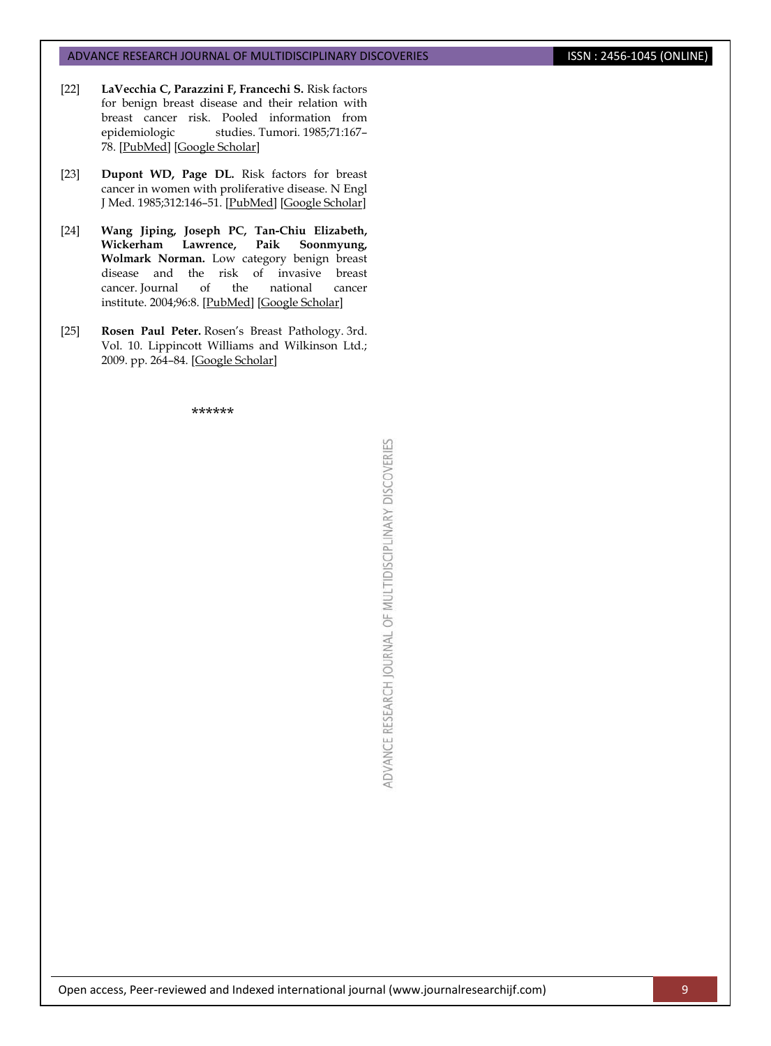[22] **LaVecchia C, Parazzini F, Francechi S.** Risk factors for benign breast disease and their relation with breast cancer risk. Pooled information from epidemiologic studies. Tumori. 1985;71:167–78. [PubMed] [Google Scholar]

[23] **Dupont WD, Page DL.** Risk factors for breast cancer in women with proliferative disease. N Engl J Med. 1985;312:146–51. [PubMed] [Google Scholar]

[24] **Wang Jiping, Joseph PC, Tan-Chiu Elizabeth, Wickerham Lawrence, Paik Soonmyung, Wolmark Norman.** Low category benign breast disease and the risk of invasive breast cancer. Journal of the national cancer institute. 2004;96:8. [PubMed] [Google Scholar]

[25] **Rosen Paul Peter.** Rosen's Breast Pathology. 3rd. Vol. 10. Lippincott Williams and Wilkinson Ltd.; 2009. pp. 264–84. [Google Scholar]

******